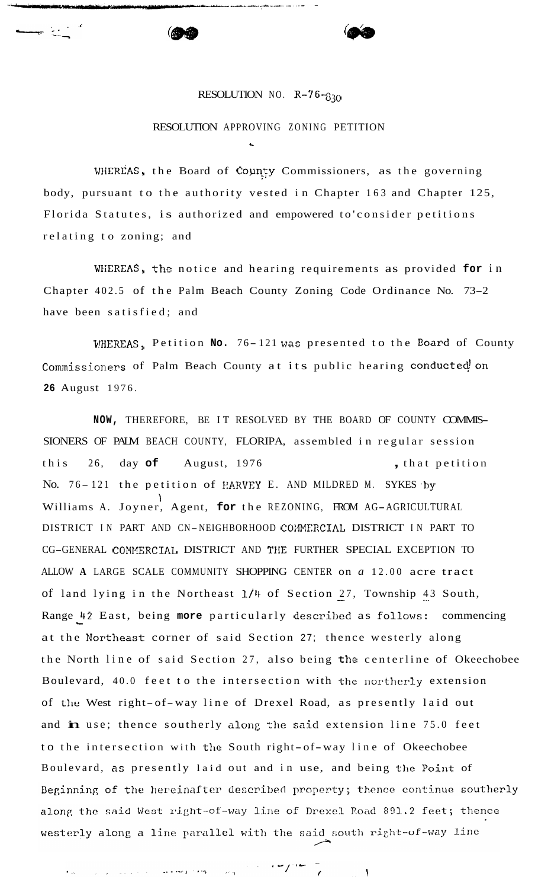RESOLUTION NO. R-76-830

RESOLUTION APPROVING ZONING PETITION

WHEREAS, the Board of County Commissioners, as the governing body, pursuant to the authority vested in Chapter 163 and Chapter 125, Florida Statutes, is authorized and empowered to consider petitions relating to zoning; and

WHEREAS, the notice and hearing requirements as provided for in Chapter 402.5 of the Palm Beach County Zoning Code Ordinance No. 73-2 have been satisfied; and

WHEREAS, Petition No. 76-121 was presented to the Board of County Commissioners of Palm Beach County at its public hearing conducted on 26 August 1976.

NOW, THEREFORE, BE IT RESOLVED BY THE BOARD OF COUNTY COMMISSIONERS OF PALM BEACH COUNTY, FLORIDA, assembled in regular session this 26, day of August, 1976, that petition No. 76-121 the petition of HARVEY E. AND MILDRED M. SYKES by Williams A. Joyner, Agent, for the REZONING, FROM AG-AGRICULTURAL DISTRICT IN PART AND CN-NEIGHBORHOOD COMMERCIAL DISTRICT IN PART TO CG-GENERAL COMMERCIAL DISTRICT AND THE FURTHER SPECIAL EXCEPTION TO ALLOW A LARGE SCALE COMMUNITY SHOPPING CENTER on a 12.00 acre tract of land lying in the Northeast 1/4 of Section 27, Township 43 South, Range 42 East, being more particularly described as follows: commencing at the Northeast corner of said Section 27; thence westerly along the North line of said Section 27, also being the centerline of Okeechobee Boulevard, 40.0 feet to the intersection with the northerly extension of the West right-of-way line of Drexel Road, as presently laid out and in use; thence southerly along the said extension line 75.0 feet to the intersection with the South right-of-way line of Okeechobee Boulevard, as presently laid out and in use, and being the Point of Beginning of the hereinafter described property; thence continue southerly along the said West right-of-way line of Drexel Road 891.2 feet; thence westerly along a line parallel with the said south right-of-way line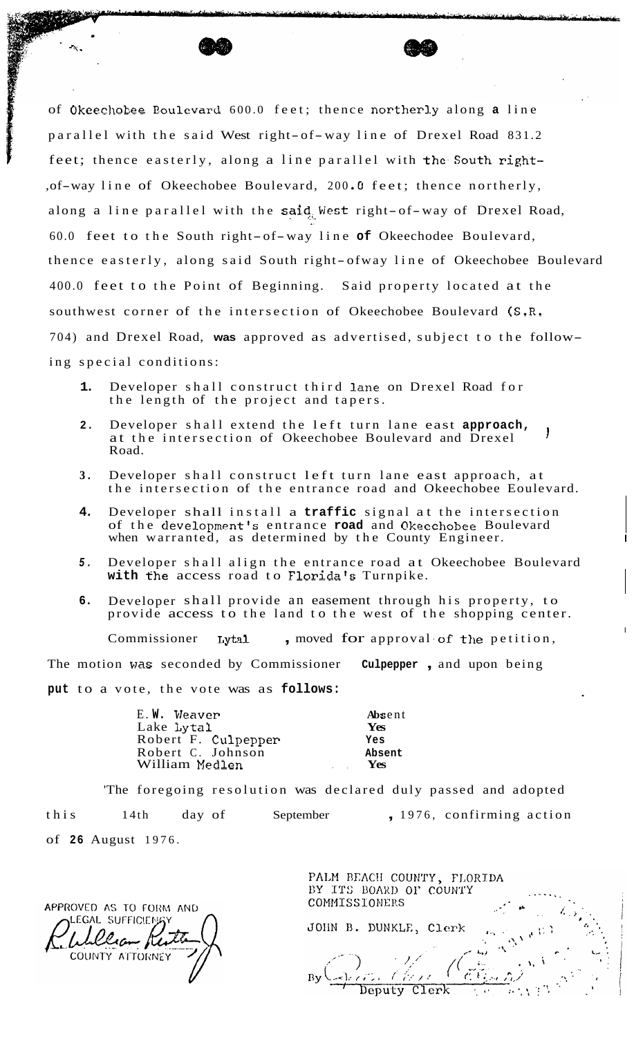of Okeechobee Boulevard 600.0 feet; thence northerly along a line parallel with the said West right-of-way line of Drexel Road 831.2 feet; thence easterly, along a line parallel with the South right-of-way line of Okeechobee Boulevard, 200.0 feet; thence northerly, along a line parallel with the said West right-of-way of Drexel Road, 60.0 feet to the South right-of-way line of Okeechodee Boulevard, thence easterly, along said South right-ofway line of Okeechobee Boulevard 400.0 feet to the Point of Beginning. Said property located at the southwest corner of the intersection of Okeechobee Boulevard (S.R. 704) and Drexel Road, was approved as advertised, subject to the following special conditions:

1. Developer shall construct third lane on Drexel Road for the length of the project and tapers.
2. Developer shall extend the left turn lane east approach, at the intersection of Okeechobee Boulevard and Drexel Road.
3. Developer shall construct left turn lane east approach, at the intersection of the entrance road and Okeechobee Eoulevard.
4. Developer shall install a traffic signal at the intersection of the development's entrance road and Okeechobee Boulevard when warranted, as determined by the County Engineer.
5. Developer shall align the entrance road at Okeechobee Boulevard with the access road to Florida's Turnpike.
6. Developer shall provide an easement through his property, to provide access to the land to the west of the shopping center.

Commissioner Lytal, moved for approval of the petition,

The motion was seconded by Commissioner Culpepper, and upon being put to a vote, the vote was as follows:

| | |
|---|---|
| E.W. Weaver | Absent |
| Lake Lytal | Yes |
| Robert F. Culpepper | Yes |
| Robert C. Johnson | Absent |
| William Medlen | Yes |

The foregoing resolution was declared duly passed and adopted this 14th day of September, 1976, confirming action of 26 August 1976.

APPROVED AS TO FORM AND LEGAL SUFFICIENCY

COUNTY ATTORNEY

PALM BEACH COUNTY, FLORIDA
BY ITS BOARD OF COUNTY COMMISSIONERS

JOHN B. DUNKLE, Clerk

By Deputy Clerk